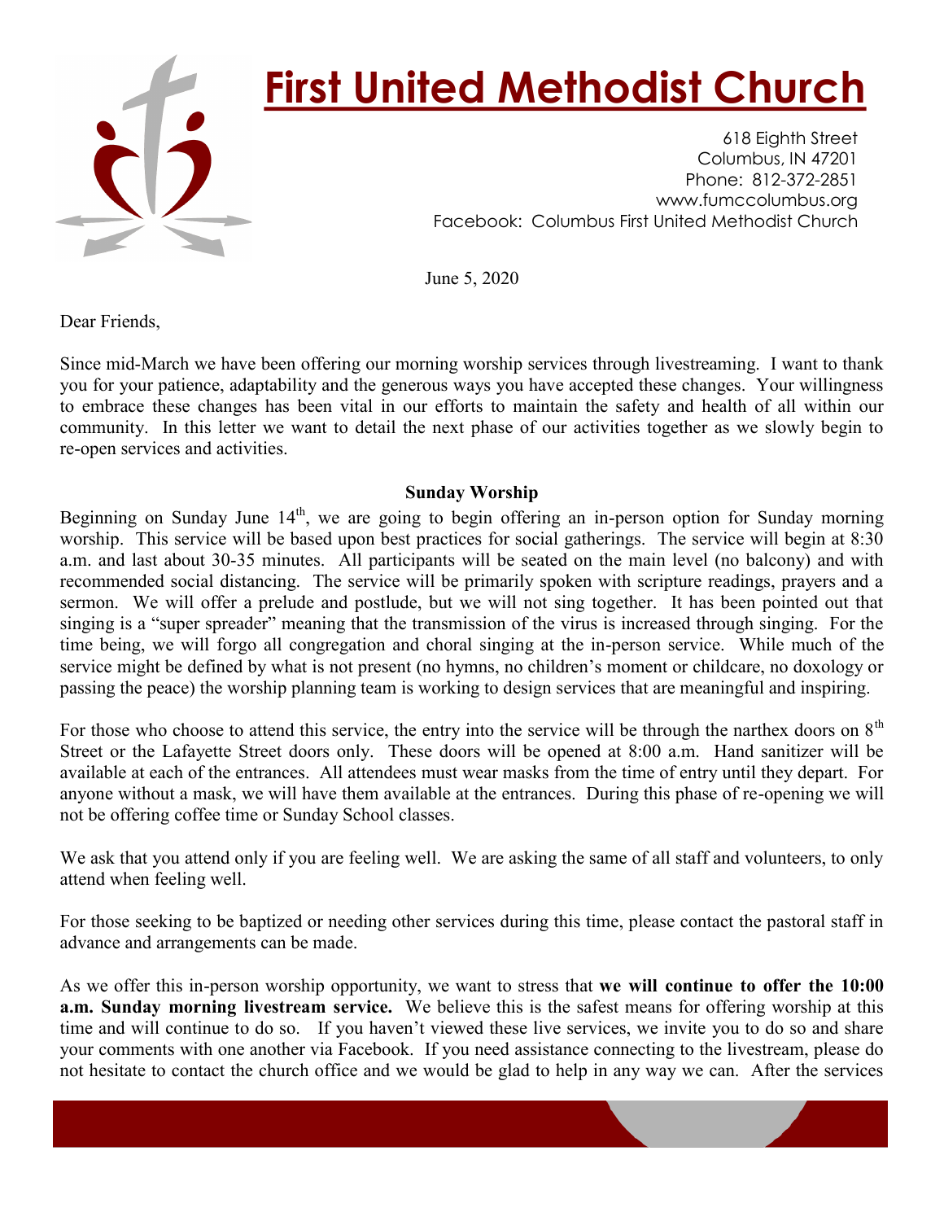# First United Methodist Church

618 Eighth Street
Columbus, IN 47201
Phone: 812-372-2851
www.fumccolumbus.org
Facebook: Columbus First United Methodist Church

June 5, 2020

Dear Friends,

Since mid-March we have been offering our morning worship services through livestreaming. I want to thank you for your patience, adaptability and the generous ways you have accepted these changes. Your willingness to embrace these changes has been vital in our efforts to maintain the safety and health of all within our community. In this letter we want to detail the next phase of our activities together as we slowly begin to re-open services and activities.

## Sunday Worship

Beginning on Sunday June 14th, we are going to begin offering an in-person option for Sunday morning worship. This service will be based upon best practices for social gatherings. The service will begin at 8:30 a.m. and last about 30-35 minutes. All participants will be seated on the main level (no balcony) and with recommended social distancing. The service will be primarily spoken with scripture readings, prayers and a sermon. We will offer a prelude and postlude, but we will not sing together. It has been pointed out that singing is a "super spreader" meaning that the transmission of the virus is increased through singing. For the time being, we will forgo all congregation and choral singing at the in-person service. While much of the service might be defined by what is not present (no hymns, no children's moment or childcare, no doxology or passing the peace) the worship planning team is working to design services that are meaningful and inspiring.

For those who choose to attend this service, the entry into the service will be through the narthex doors on 8th Street or the Lafayette Street doors only. These doors will be opened at 8:00 a.m. Hand sanitizer will be available at each of the entrances. All attendees must wear masks from the time of entry until they depart. For anyone without a mask, we will have them available at the entrances. During this phase of re-opening we will not be offering coffee time or Sunday School classes.

We ask that you attend only if you are feeling well. We are asking the same of all staff and volunteers, to only attend when feeling well.

For those seeking to be baptized or needing other services during this time, please contact the pastoral staff in advance and arrangements can be made.

As we offer this in-person worship opportunity, we want to stress that **we will continue to offer the 10:00 a.m. Sunday morning livestream service.** We believe this is the safest means for offering worship at this time and will continue to do so. If you haven't viewed these live services, we invite you to do so and share your comments with one another via Facebook. If you need assistance connecting to the livestream, please do not hesitate to contact the church office and we would be glad to help in any way we can. After the services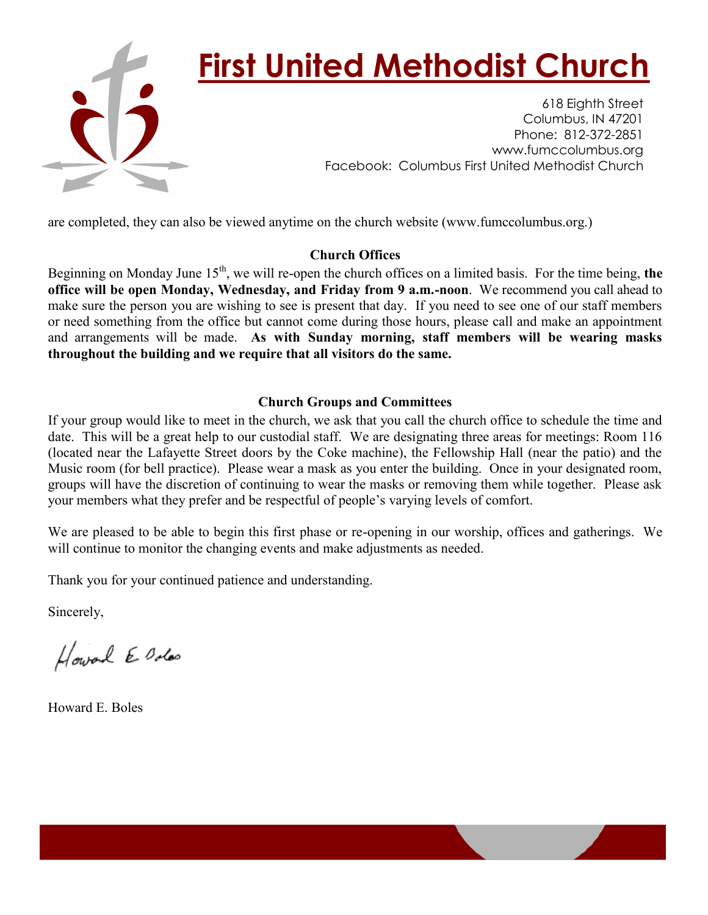# First United Methodist Church

618 Eighth Street
Columbus, IN 47201
Phone: 812-372-2851
www.fumccolumbus.org
Facebook: Columbus First United Methodist Church

are completed, they can also be viewed anytime on the church website (www.fumccolumbus.org.)

**Church Offices**

Beginning on Monday June 15th, we will re-open the church offices on a limited basis. For the time being, **the office will be open Monday, Wednesday, and Friday from 9 a.m.-noon**. We recommend you call ahead to make sure the person you are wishing to see is present that day. If you need to see one of our staff members or need something from the office but cannot come during those hours, please call and make an appointment and arrangements will be made. **As with Sunday morning, staff members will be wearing masks throughout the building and we require that all visitors do the same.**

**Church Groups and Committees**

If your group would like to meet in the church, we ask that you call the church office to schedule the time and date. This will be a great help to our custodial staff. We are designating three areas for meetings: Room 116 (located near the Lafayette Street doors by the Coke machine), the Fellowship Hall (near the patio) and the Music room (for bell practice). Please wear a mask as you enter the building. Once in your designated room, groups will have the discretion of continuing to wear the masks or removing them while together. Please ask your members what they prefer and be respectful of people's varying levels of comfort.

We are pleased to be able to begin this first phase or re-opening in our worship, offices and gatherings. We will continue to monitor the changing events and make adjustments as needed.

Thank you for your continued patience and understanding.

Sincerely,

Howard E. Boles

Howard E. Boles